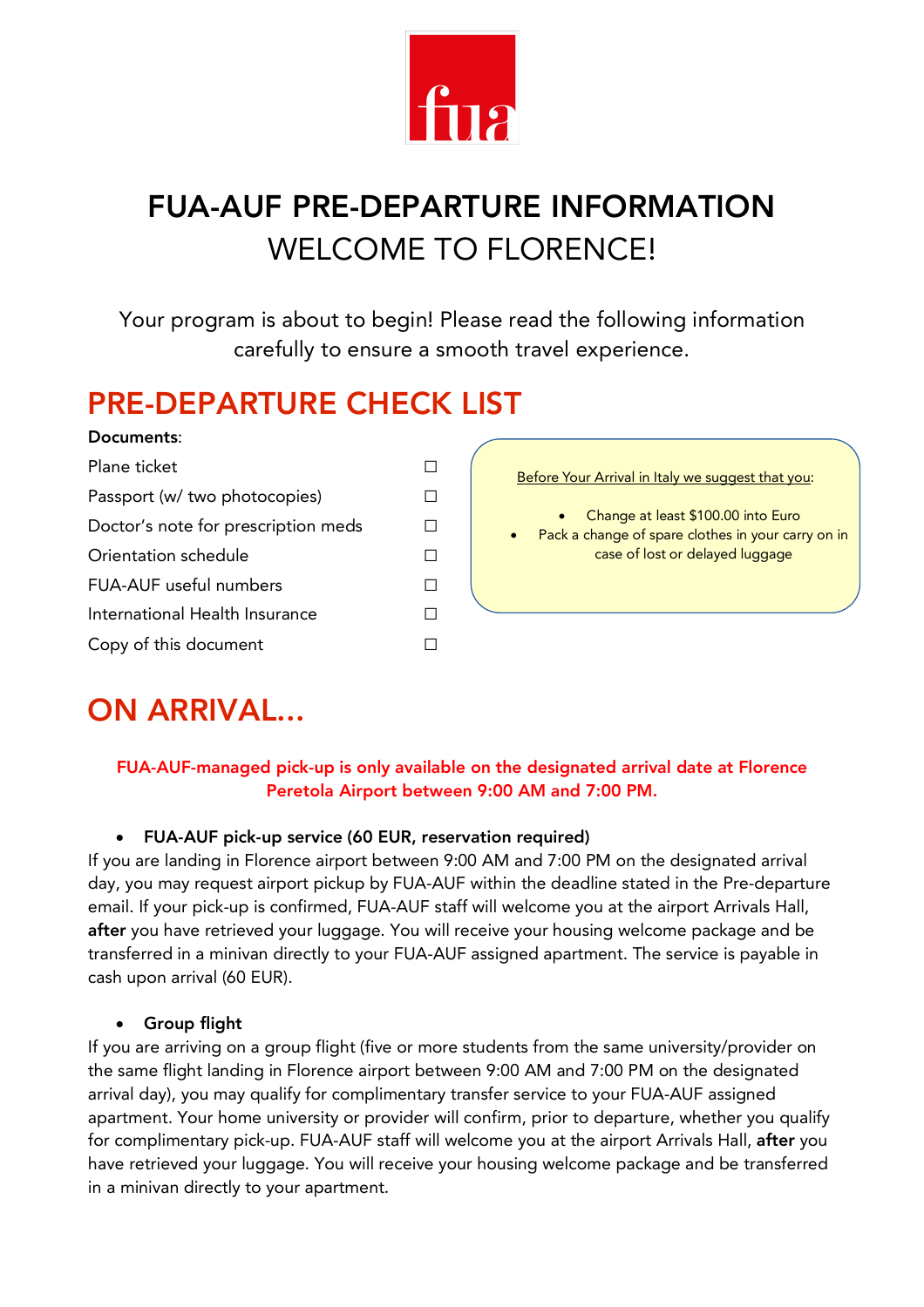# FUA-AUF PRE-DEPARTURE INFORMATION

WELCOME TO FLORENCE!

Your program is about to begin! Please read the following information carefully to ensure a smooth travel experience.

## PRE-DEPARTURE CHECK LIST

**Documents**:

- Plane ticket ☐
- Passport (w/ two photocopies) ☐
- Doctor's note for prescription meds ☐
- Orientation schedule ☐
- FUA-AUF useful numbers ☐
- International Health Insurance ☐
- Copy of this document ☐

Before Your Arrival in Italy we suggest that you:

- Change at least $100.00 into Euro
- Pack a change of spare clothes in your carry on in case of lost or delayed luggage

## ON ARRIVAL…

**FUA-AUF-managed pick-up is only available on the designated arrival date at Florence Peretola Airport between 9:00 AM and 7:00 PM.**

- **FUA-AUF pick-up service (60 EUR, reservation required)**

If you are landing in Florence airport between 9:00 AM and 7:00 PM on the designated arrival day, you may request airport pickup by FUA-AUF within the deadline stated in the Pre-departure email. If your pick-up is confirmed, FUA-AUF staff will welcome you at the airport Arrivals Hall, **after** you have retrieved your luggage. You will receive your housing welcome package and be transferred in a minivan directly to your FUA-AUF assigned apartment. The service is payable in cash upon arrival (60 EUR).

- **Group flight**

If you are arriving on a group flight (five or more students from the same university/provider on the same flight landing in Florence airport between 9:00 AM and 7:00 PM on the designated arrival day), you may qualify for complimentary transfer service to your FUA-AUF assigned apartment. Your home university or provider will confirm, prior to departure, whether you qualify for complimentary pick-up. FUA-AUF staff will welcome you at the airport Arrivals Hall, **after** you have retrieved your luggage. You will receive your housing welcome package and be transferred in a minivan directly to your apartment.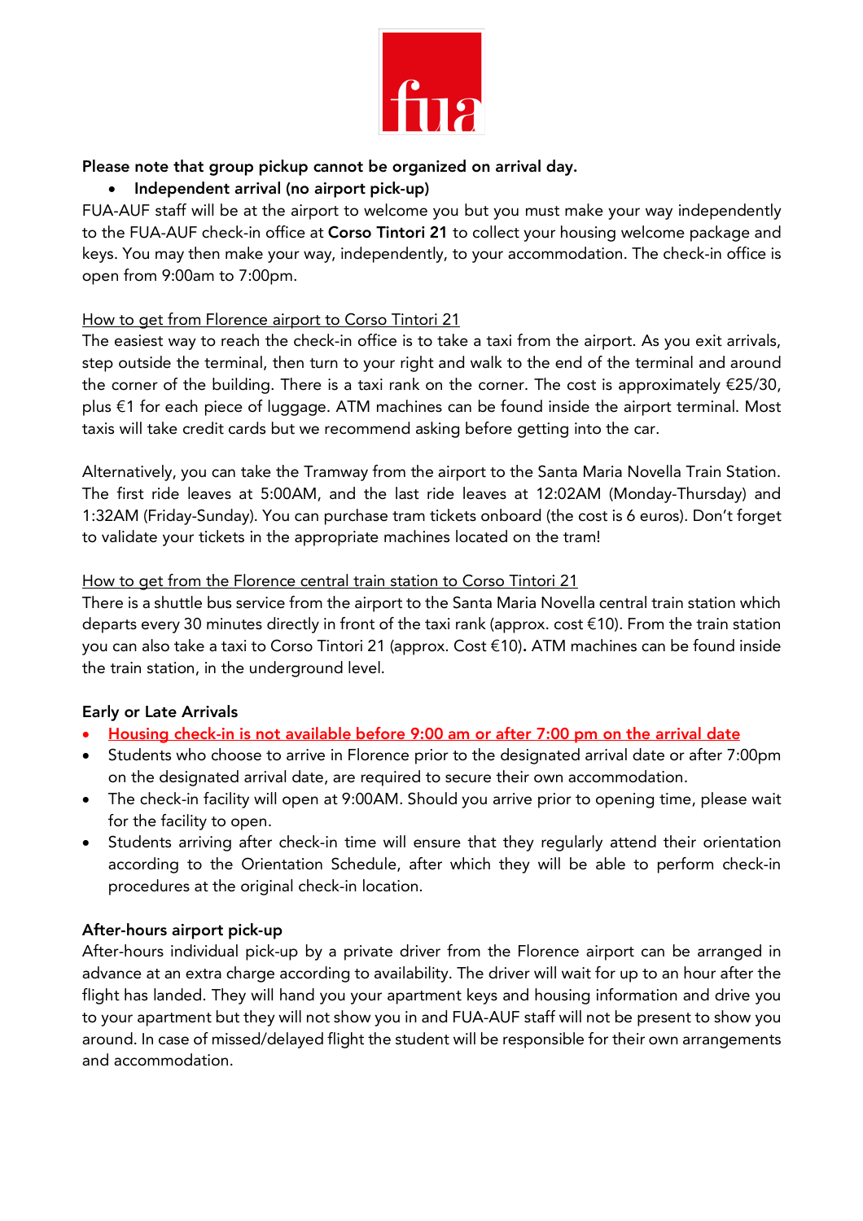**Please note that group pickup cannot be organized on arrival day.**

- **Independent arrival (no airport pick-up)**

FUA-AUF staff will be at the airport to welcome you but you must make your way independently to the FUA-AUF check-in office at **Corso Tintori 21** to collect your housing welcome package and keys. You may then make your way, independently, to your accommodation. The check-in office is open from 9:00am to 7:00pm.

<u>How to get from Florence airport to Corso Tintori 21</u>

The easiest way to reach the check-in office is to take a taxi from the airport. As you exit arrivals, step outside the terminal, then turn to your right and walk to the end of the terminal and around the corner of the building. There is a taxi rank on the corner. The cost is approximately €25/30, plus €1 for each piece of luggage. ATM machines can be found inside the airport terminal. Most taxis will take credit cards but we recommend asking before getting into the car.

Alternatively, you can take the Tramway from the airport to the Santa Maria Novella Train Station. The first ride leaves at 5:00AM, and the last ride leaves at 12:02AM (Monday-Thursday) and 1:32AM (Friday-Sunday). You can purchase tram tickets onboard (the cost is 6 euros). Don't forget to validate your tickets in the appropriate machines located on the tram!

<u>How to get from the Florence central train station to Corso Tintori 21</u>

There is a shuttle bus service from the airport to the Santa Maria Novella central train station which departs every 30 minutes directly in front of the taxi rank (approx. cost €10). From the train station you can also take a taxi to Corso Tintori 21 (approx. Cost €10). ATM machines can be found inside the train station, in the underground level.

**Early or Late Arrivals**

- **<u>Housing check-in is not available before 9:00 am or after 7:00 pm on the arrival date</u>**
- Students who choose to arrive in Florence prior to the designated arrival date or after 7:00pm on the designated arrival date, are required to secure their own accommodation.
- The check-in facility will open at 9:00AM. Should you arrive prior to opening time, please wait for the facility to open.
- Students arriving after check-in time will ensure that they regularly attend their orientation according to the Orientation Schedule, after which they will be able to perform check-in procedures at the original check-in location.

**After-hours airport pick-up**

After-hours individual pick-up by a private driver from the Florence airport can be arranged in advance at an extra charge according to availability. The driver will wait for up to an hour after the flight has landed. They will hand you your apartment keys and housing information and drive you to your apartment but they will not show you in and FUA-AUF staff will not be present to show you around. In case of missed/delayed flight the student will be responsible for their own arrangements and accommodation.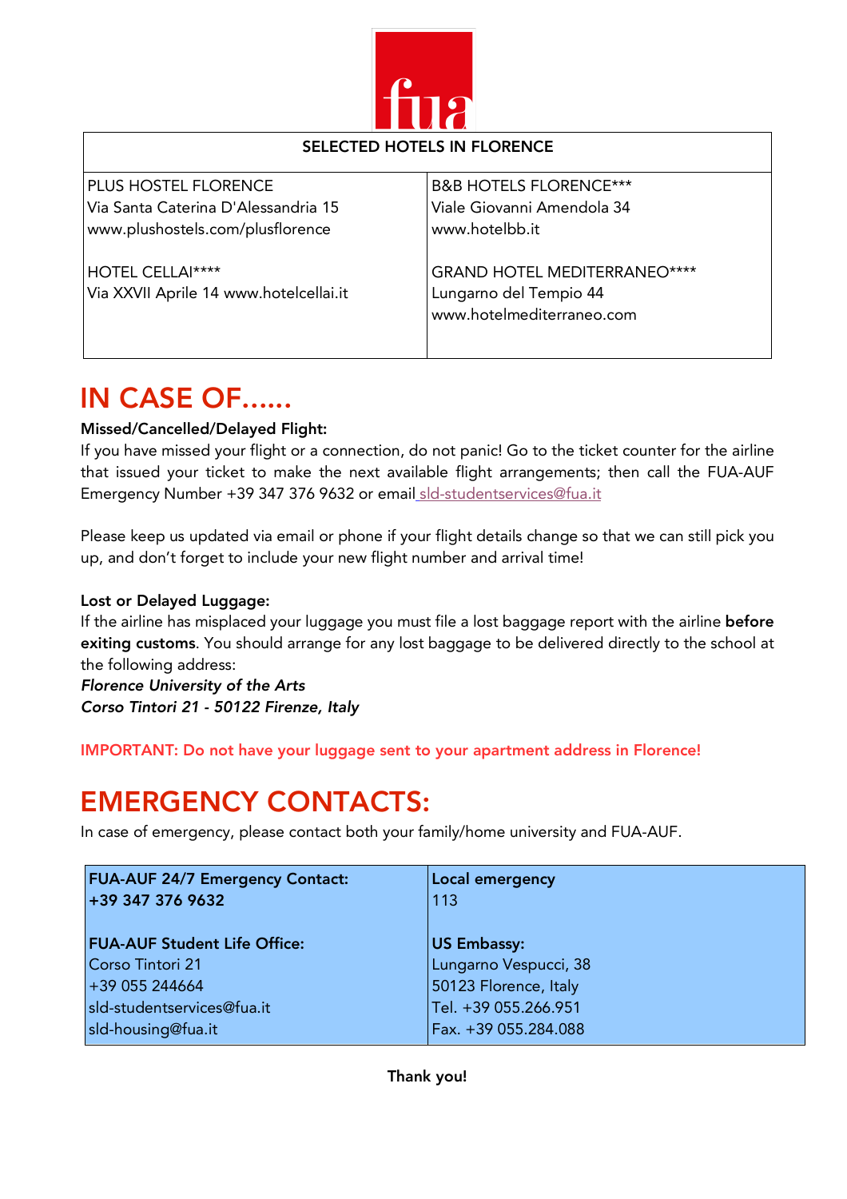| SELECTED HOTELS IN FLORENCE | |
|---|---|
| PLUS HOSTEL FLORENCE<br>Via Santa Caterina D'Alessandria 15<br>www.plushostels.com/plusflorence | B&B HOTELS FLORENCE***<br>Viale Giovanni Amendola 34<br>www.hotelbb.it |
| HOTEL CELLAI****<br>Via XXVII Aprile 14 www.hotelcellai.it | GRAND HOTEL MEDITERRANEO****<br>Lungarno del Tempio 44<br>www.hotelmediterraneo.com |

# IN CASE OF……

**Missed/Cancelled/Delayed Flight:**

If you have missed your flight or a connection, do not panic! Go to the ticket counter for the airline that issued your ticket to make the next available flight arrangements; then call the FUA-AUF Emergency Number +39 347 376 9632 or email sld-studentservices@fua.it

Please keep us updated via email or phone if your flight details change so that we can still pick you up, and don't forget to include your new flight number and arrival time!

**Lost or Delayed Luggage:**

If the airline has misplaced your luggage you must file a lost baggage report with the airline **before exiting customs**. You should arrange for any lost baggage to be delivered directly to the school at the following address:

*Florence University of the Arts*
*Corso Tintori 21 - 50122 Firenze, Italy*

IMPORTANT: Do not have your luggage sent to your apartment address in Florence!

# EMERGENCY CONTACTS:

In case of emergency, please contact both your family/home university and FUA-AUF.

| | |
|---|---|
| **FUA-AUF 24/7 Emergency Contact:**<br>**+39 347 376 9632** | **Local emergency**<br>113 |
| **FUA-AUF Student Life Office:**<br>Corso Tintori 21<br>+39 055 244664<br>sld-studentservices@fua.it<br>sld-housing@fua.it | **US Embassy:**<br>Lungarno Vespucci, 38<br>50123 Florence, Italy<br>Tel. +39 055.266.951<br>Fax. +39 055.284.088 |

**Thank you!**